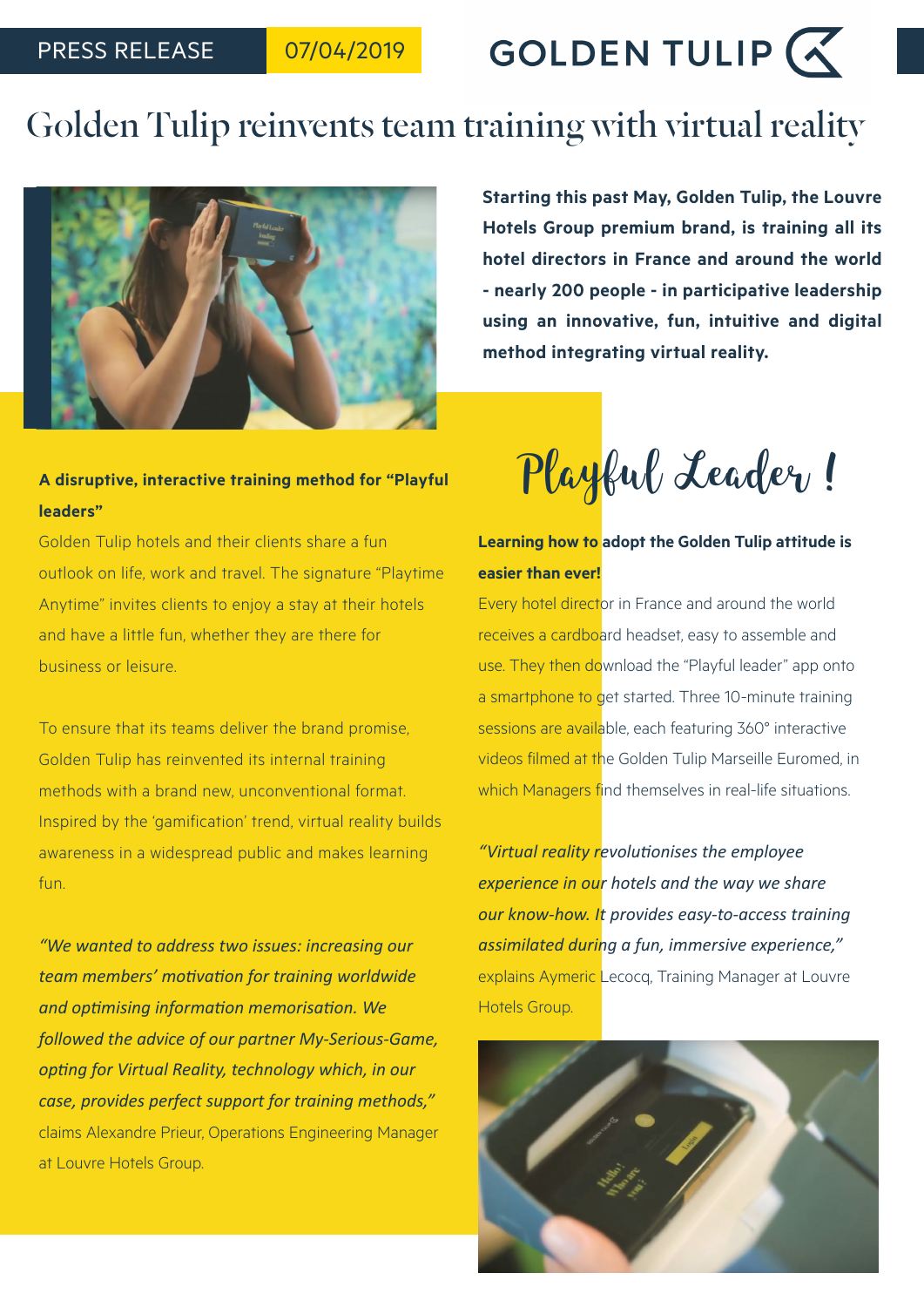PRESS RELEASE 07/04/2019

GOLDEN TULIP

# Golden Tulip reinvents team training with virtual reality

**Starting this past May, Golden Tulip, the Louvre Hotels Group premium brand, is training all its hotel directors in France and around the world - nearly 200 people - in participative leadership using an innovative, fun, intuitive and digital method integrating virtual reality.**

### A disruptive, interactive training method for "Playful leaders"

Golden Tulip hotels and their clients share a fun outlook on life, work and travel. The signature "Playtime Anytime" invites clients to enjoy a stay at their hotels and have a little fun, whether they are there for business or leisure.

To ensure that its teams deliver the brand promise, Golden Tulip has reinvented its internal training methods with a brand new, unconventional format. Inspired by the 'gamification' trend, virtual reality builds awareness in a widespread public and makes learning fun.

*"We wanted to address two issues: increasing our team members' motivation for training worldwide and optimising information memorisation. We followed the advice of our partner My-Serious-Game, opting for Virtual Reality, technology which, in our case, provides perfect support for training methods,"* claims Alexandre Prieur, Operations Engineering Manager at Louvre Hotels Group.

## Playful Leader !

### Learning how to adopt the Golden Tulip attitude is easier than ever!

Every hotel director in France and around the world receives a cardboard headset, easy to assemble and use. They then download the "Playful leader" app onto a smartphone to get started. Three 10-minute training sessions are available, each featuring 360° interactive videos filmed at the Golden Tulip Marseille Euromed, in which Managers find themselves in real-life situations.

*"Virtual reality revolutionises the employee experience in our hotels and the way we share our know-how. It provides easy-to-access training assimilated during a fun, immersive experience,"* explains Aymeric Lecocq, Training Manager at Louvre Hotels Group.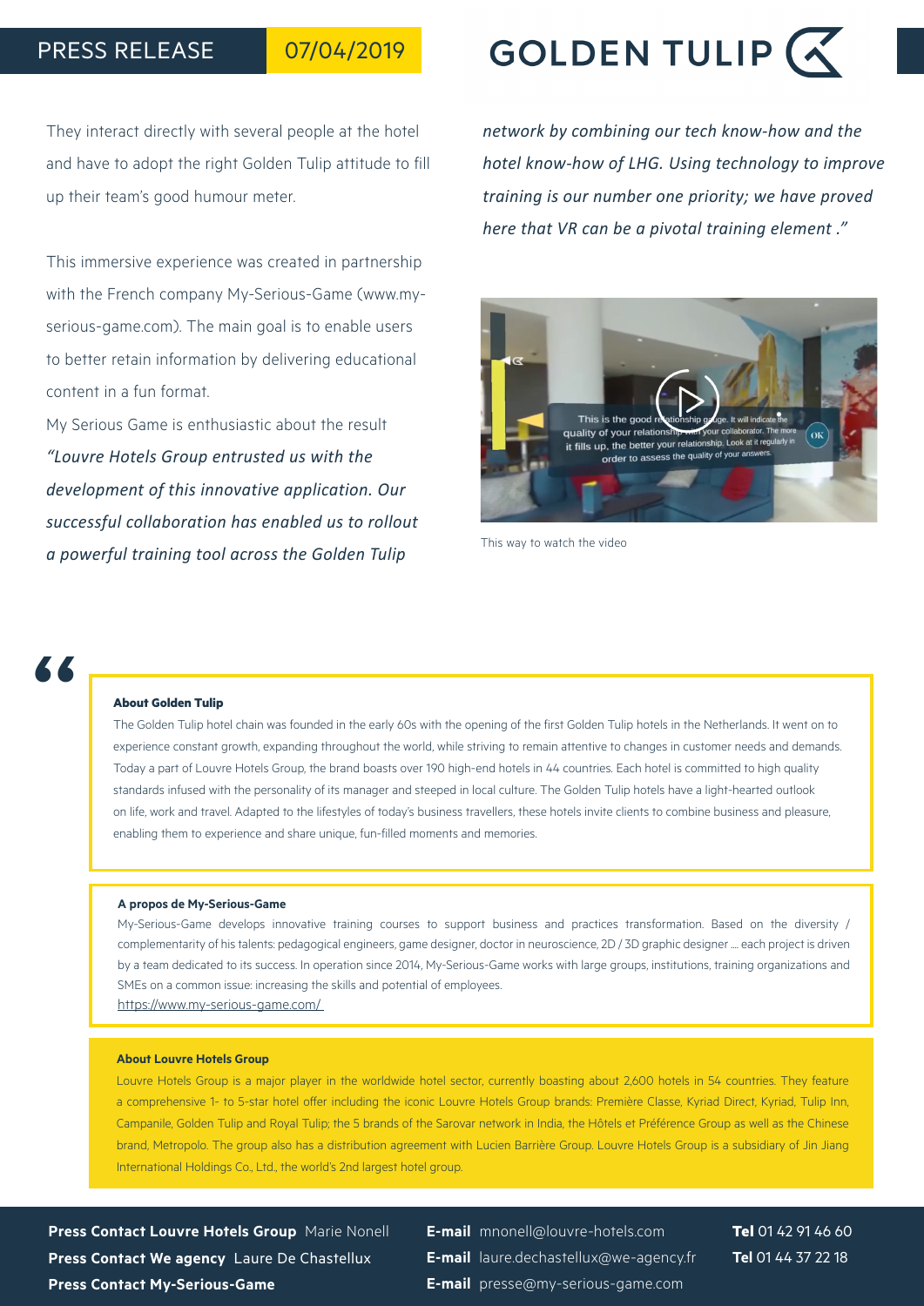They interact directly with several people at the hotel and have to adopt the right Golden Tulip attitude to fill up their team's good humour meter.

This immersive experience was created in partnership with the French company My-Serious-Game (www.my-serious-game.com). The main goal is to enable users to better retain information by delivering educational content in a fun format.

My Serious Game is enthusiastic about the result *"Louvre Hotels Group entrusted us with the development of this innovative application. Our successful collaboration has enabled us to rollout a powerful training tool across the Golden Tulip network by combining our tech know-how and the hotel know-how of LHG. Using technology to improve training is our number one priority; we have proved here that VR can be a pivotal training element ."*

This way to watch the video

**About Golden Tulip**

The Golden Tulip hotel chain was founded in the early 60s with the opening of the first Golden Tulip hotels in the Netherlands. It went on to experience constant growth, expanding throughout the world, while striving to remain attentive to changes in customer needs and demands. Today a part of Louvre Hotels Group, the brand boasts over 190 high-end hotels in 44 countries. Each hotel is committed to high quality standards infused with the personality of its manager and steeped in local culture. The Golden Tulip hotels have a light-hearted outlook on life, work and travel. Adapted to the lifestyles of today's business travellers, these hotels invite clients to combine business and pleasure, enabling them to experience and share unique, fun-filled moments and memories.

**A propos de My-Serious-Game**

My-Serious-Game develops innovative training courses to support business and practices transformation. Based on the diversity / complementarity of his talents: pedagogical engineers, game designer, doctor in neuroscience, 2D / 3D graphic designer .... each project is driven by a team dedicated to its success. In operation since 2014, My-Serious-Game works with large groups, institutions, training organizations and SMEs on a common issue: increasing the skills and potential of employees.

https://www.my-serious-game.com/

**About Louvre Hotels Group**

Louvre Hotels Group is a major player in the worldwide hotel sector, currently boasting about 2,600 hotels in 54 countries. They feature a comprehensive 1- to 5-star hotel offer including the iconic Louvre Hotels Group brands: Première Classe, Kyriad Direct, Kyriad, Tulip Inn, Campanile, Golden Tulip and Royal Tulip; the 5 brands of the Sarovar network in India, the Hôtels et Préférence Group as well as the Chinese brand, Metropolo. The group also has a distribution agreement with Lucien Barrière Group. Louvre Hotels Group is a subsidiary of Jin Jiang International Holdings Co., Ltd., the world's 2nd largest hotel group.

**Press Contact Louvre Hotels Group** Marie Nonell **E-mail** mnonell@louvre-hotels.com **Tel** 01 42 91 46 60

**Press Contact We agency** Laure De Chastellux **E-mail** laure.dechastellux@we-agency.fr **Tel** 01 44 37 22 18

**Press Contact My-Serious-Game** **E-mail** presse@my-serious-game.com